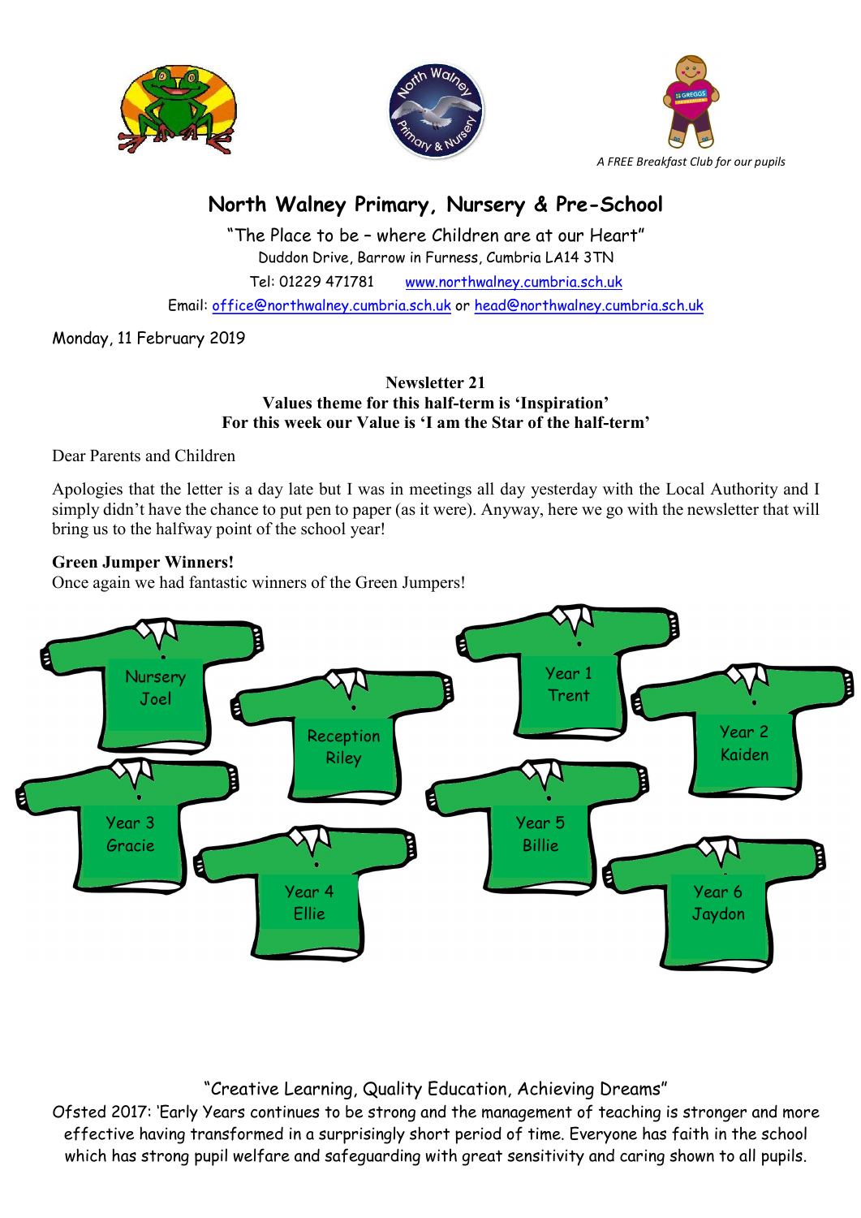*A FREE Breakfast Club for our pupils*

# North Walney Primary, Nursery & Pre-School

"The Place to be – where Children are at our Heart"

Duddon Drive, Barrow in Furness, Cumbria LA14 3TN

Tel: 01229 471781 www.northwalney.cumbria.sch.uk

Email: office@northwalney.cumbria.sch.uk or head@northwalney.cumbria.sch.uk

Monday, 11 February 2019

**Newsletter 21**
**Values theme for this half-term is 'Inspiration'**
**For this week our Value is 'I am the Star of the half-term'**

Dear Parents and Children

Apologies that the letter is a day late but I was in meetings all day yesterday with the Local Authority and I simply didn't have the chance to put pen to paper (as it were). Anyway, here we go with the newsletter that will bring us to the halfway point of the school year!

**Green Jumper Winners!**

Once again we had fantastic winners of the Green Jumpers!

- Nursery – Joel
- Reception – Riley
- Year 1 – Trent
- Year 2 – Kaiden
- Year 3 – Gracie
- Year 4 – Ellie
- Year 5 – Billie
- Year 6 – Jaydon

"Creative Learning, Quality Education, Achieving Dreams"

Ofsted 2017: 'Early Years continues to be strong and the management of teaching is stronger and more effective having transformed in a surprisingly short period of time. Everyone has faith in the school which has strong pupil welfare and safeguarding with great sensitivity and caring shown to all pupils.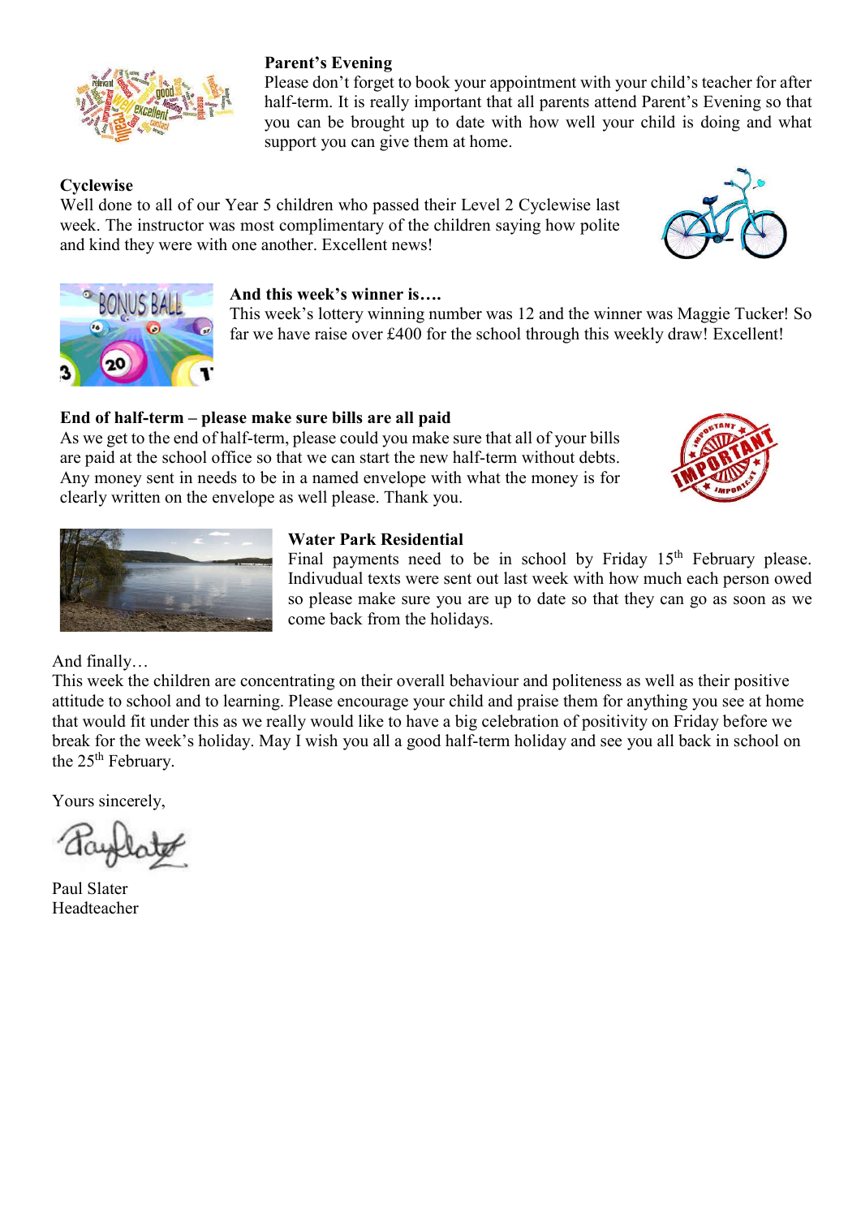**Parent's Evening**

Please don't forget to book your appointment with your child's teacher for after half-term. It is really important that all parents attend Parent's Evening so that you can be brought up to date with how well your child is doing and what support you can give them at home.

**Cyclewise**

Well done to all of our Year 5 children who passed their Level 2 Cyclewise last week. The instructor was most complimentary of the children saying how polite and kind they were with one another. Excellent news!

**And this week's winner is….**

This week's lottery winning number was 12 and the winner was Maggie Tucker! So far we have raise over £400 for the school through this weekly draw! Excellent!

**End of half-term – please make sure bills are all paid**

As we get to the end of half-term, please could you make sure that all of your bills are paid at the school office so that we can start the new half-term without debts. Any money sent in needs to be in a named envelope with what the money is for clearly written on the envelope as well please. Thank you.

**Water Park Residential**

Final payments need to be in school by Friday 15th February please. Indivudual texts were sent out last week with how much each person owed so please make sure you are up to date so that they can go as soon as we come back from the holidays.

And finally…

This week the children are concentrating on their overall behaviour and politeness as well as their positive attitude to school and to learning. Please encourage your child and praise them for anything you see at home that would fit under this as we really would like to have a big celebration of positivity on Friday before we break for the week's holiday. May I wish you all a good half-term holiday and see you all back in school on the 25th February.

Yours sincerely,

Paul Slater
Headteacher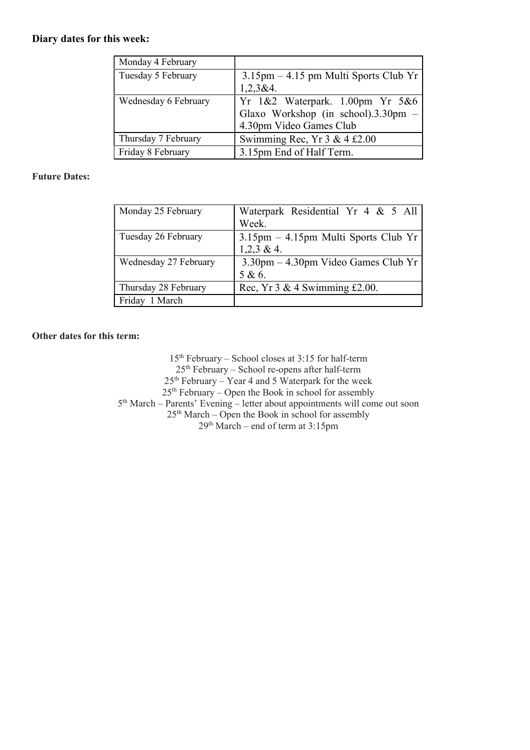**Diary dates for this week:**

| | |
|---|---|
| Monday 4 February | |
| Tuesday 5 February | 3.15pm – 4.15 pm Multi Sports Club Yr 1,2,3&4. |
| Wednesday 6 February | Yr 1&2 Waterpark. 1.00pm Yr 5&6 Glaxo Workshop (in school).3.30pm – 4.30pm Video Games Club |
| Thursday 7 February | Swimming Rec, Yr 3 & 4 £2.00 |
| Friday 8 February | 3.15pm End of Half Term. |

**Future Dates:**

| | |
|---|---|
| Monday 25 February | Waterpark Residential Yr 4 & 5 All Week. |
| Tuesday 26 February | 3.15pm – 4.15pm Multi Sports Club Yr 1,2,3 & 4. |
| Wednesday 27 February | 3.30pm – 4.30pm Video Games Club Yr 5 & 6. |
| Thursday 28 February | Rec, Yr 3 & 4 Swimming £2.00. |
| Friday 1 March | |

**Other dates for this term:**

15th February – School closes at 3:15 for half-term
25th February – School re-opens after half-term
25th February – Year 4 and 5 Waterpark for the week
25th February – Open the Book in school for assembly
5th March – Parents' Evening – letter about appointments will come out soon
25th March – Open the Book in school for assembly
29th March – end of term at 3:15pm